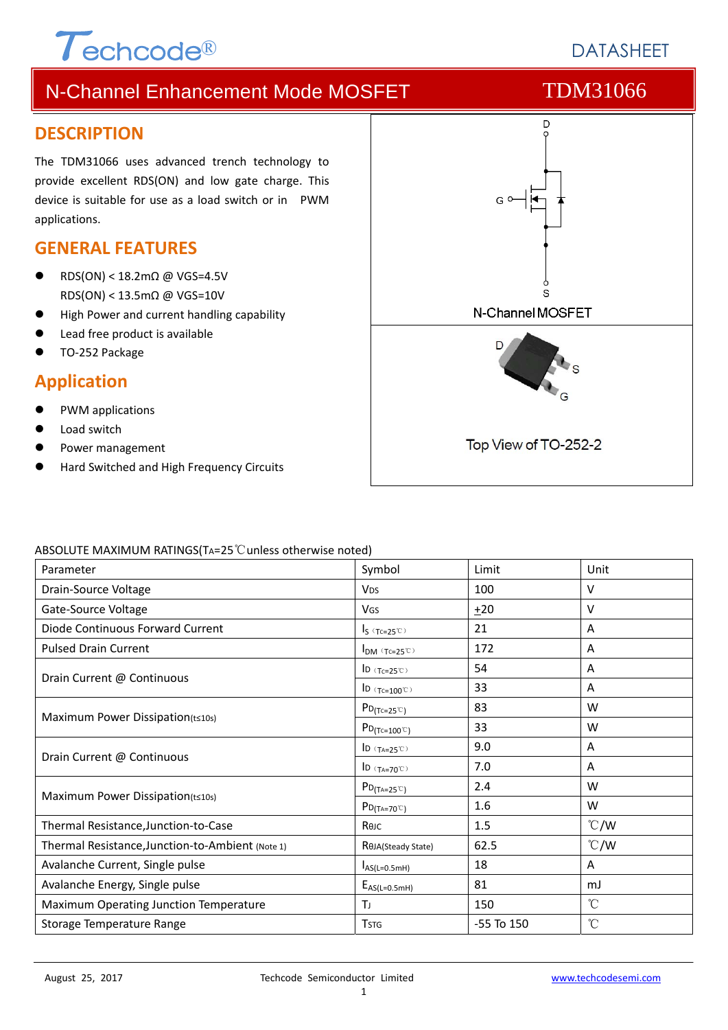Techcode®

DATASHEET

# N-Channel Enhancement Mode MOSFET TDM31066

## DESCRIPTION

The TDM31066 uses advanced trench technology to provide excellent RDS(ON) and low gate charge. This device is suitable for use as a load switch or in PWM applications.

## GENERAL FEATURES

- RDS(ON) < 18.2mΩ @ VGS=4.5V
  RDS(ON) < 13.5mΩ @ VGS=10V
- High Power and current handling capability
- Lead free product is available
- TO-252 Package

## Application

- PWM applications
- Load switch
- Power management
- Hard Switched and High Frequency Circuits

N-Channel MOSFET

Top View of TO-252-2

ABSOLUTE MAXIMUM RATINGS($T_A$=25℃unless otherwise noted)

| Parameter | Symbol | Limit | Unit |
|---|---|---|---|
| Drain-Source Voltage | $V_{DS}$ | 100 | V |
| Gate-Source Voltage | $V_{GS}$ | ±20 | V |
| Diode Continuous Forward Current | $I_S$ (Tc=25℃) | 21 | A |
| Pulsed Drain Current | $I_{DM}$ (Tc=25℃) | 172 | A |
| Drain Current @ Continuous | $I_D$ (Tc=25℃) | 54 | A |
| | $I_D$ (Tc=100℃) | 33 | A |
| Maximum Power Dissipation(t≤10s) | $P_{D(Tc=25℃)}$ | 83 | W |
| | $P_{D(Tc=100℃)}$ | 33 | W |
| Drain Current @ Continuous | $I_D$ (TA=25℃) | 9.0 | A |
| | $I_D$ (TA=70℃) | 7.0 | A |
| Maximum Power Dissipation(t≤10s) | $P_{D(TA=25℃)}$ | 2.4 | W |
| | $P_{D(TA=70℃)}$ | 1.6 | W |
| Thermal Resistance,Junction-to-Case | $R_{θJC}$ | 1.5 | ℃/W |
| Thermal Resistance,Junction-to-Ambient (Note 1) | $R_{θJA}$(Steady State) | 62.5 | ℃/W |
| Avalanche Current, Single pulse | $I_{AS(L=0.5mH)}$ | 18 | A |
| Avalanche Energy, Single pulse | $E_{AS(L=0.5mH)}$ | 81 | mJ |
| Maximum Operating Junction Temperature | $T_J$ | 150 | ℃ |
| Storage Temperature Range | $T_{STG}$ | -55 To 150 | ℃ |

August 25, 2017 Techcode Semiconductor Limited www.techcodesemi.com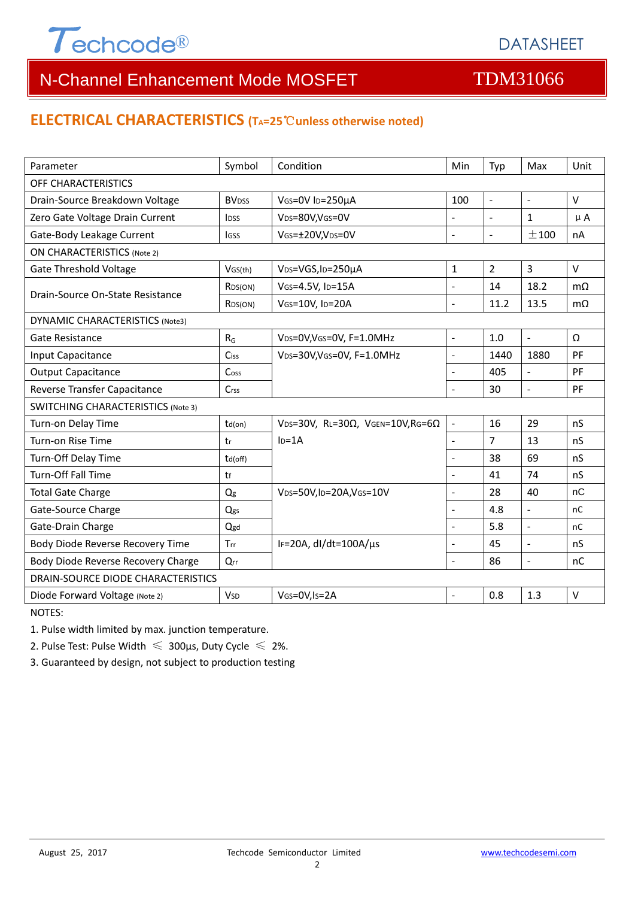## ELECTRICAL CHARACTERISTICS ($T_A$=25℃unless otherwise noted)

| Parameter | Symbol | Condition | Min | Typ | Max | Unit |
|---|---|---|---|---|---|---|
| OFF CHARACTERISTICS | | | | | | |
| Drain-Source Breakdown Voltage | $BV_{DSS}$ | $V_{GS}$=0V $I_D$=250μA | 100 | - | - | V |
| Zero Gate Voltage Drain Current | $I_{DSS}$ | $V_{DS}$=80V,$V_{GS}$=0V | - | - | 1 | μA |
| Gate-Body Leakage Current | $I_{GSS}$ | $V_{GS}$=±20V,$V_{DS}$=0V | - | - | ±100 | nA |
| ON CHARACTERISTICS (Note 2) | | | | | | |
| Gate Threshold Voltage | $V_{GS(th)}$ | $V_{DS}$=VGS,$I_D$=250μA | 1 | 2 | 3 | V |
| Drain-Source On-State Resistance | $R_{DS(ON)}$ | $V_{GS}$=4.5V, $I_D$=15A | - | 14 | 18.2 | mΩ |
| | $R_{DS(ON)}$ | $V_{GS}$=10V, $I_D$=20A | - | 11.2 | 13.5 | mΩ |
| DYNAMIC CHARACTERISTICS (Note3) | | | | | | |
| Gate Resistance | $R_G$ | $V_{DS}$=0V,$V_{GS}$=0V, F=1.0MHz | - | 1.0 | - | Ω |
| Input Capacitance | $C_{iss}$ | $V_{DS}$=30V,$V_{GS}$=0V, F=1.0MHz | - | 1440 | 1880 | PF |
| Output Capacitance | $C_{oss}$ | | - | 405 | - | PF |
| Reverse Transfer Capacitance | $C_{rss}$ | | - | 30 | - | PF |
| SWITCHING CHARACTERISTICS (Note 3) | | | | | | |
| Turn-on Delay Time | $t_{d(on)}$ | $V_{DS}$=30V, $R_L$=30Ω, $V_{GEN}$=10V,$R_G$=6Ω $I_D$=1A | - | 16 | 29 | nS |
| Turn-on Rise Time | $t_r$ | | - | 7 | 13 | nS |
| Turn-Off Delay Time | $t_{d(off)}$ | | - | 38 | 69 | nS |
| Turn-Off Fall Time | $t_f$ | | - | 41 | 74 | nS |
| Total Gate Charge | $Q_g$ | $V_{DS}$=50V,$I_D$=20A,$V_{GS}$=10V | - | 28 | 40 | nC |
| Gate-Source Charge | $Q_{gs}$ | | - | 4.8 | - | nC |
| Gate-Drain Charge | $Q_{gd}$ | | - | 5.8 | - | nC |
| Body Diode Reverse Recovery Time | $T_{rr}$ | $I_F$=20A, dI/dt=100A/μs | - | 45 | - | nS |
| Body Diode Reverse Recovery Charge | $Q_{rr}$ | | - | 86 | - | nC |
| DRAIN-SOURCE DIODE CHARACTERISTICS | | | | | | |
| Diode Forward Voltage (Note 2) | $V_{SD}$ | $V_{GS}$=0V,$I_S$=2A | - | 0.8 | 1.3 | V |

NOTES:

1. Pulse width limited by max. junction temperature.
2. Pulse Test: Pulse Width ≤ 300μs, Duty Cycle ≤ 2%.
3. Guaranteed by design, not subject to production testing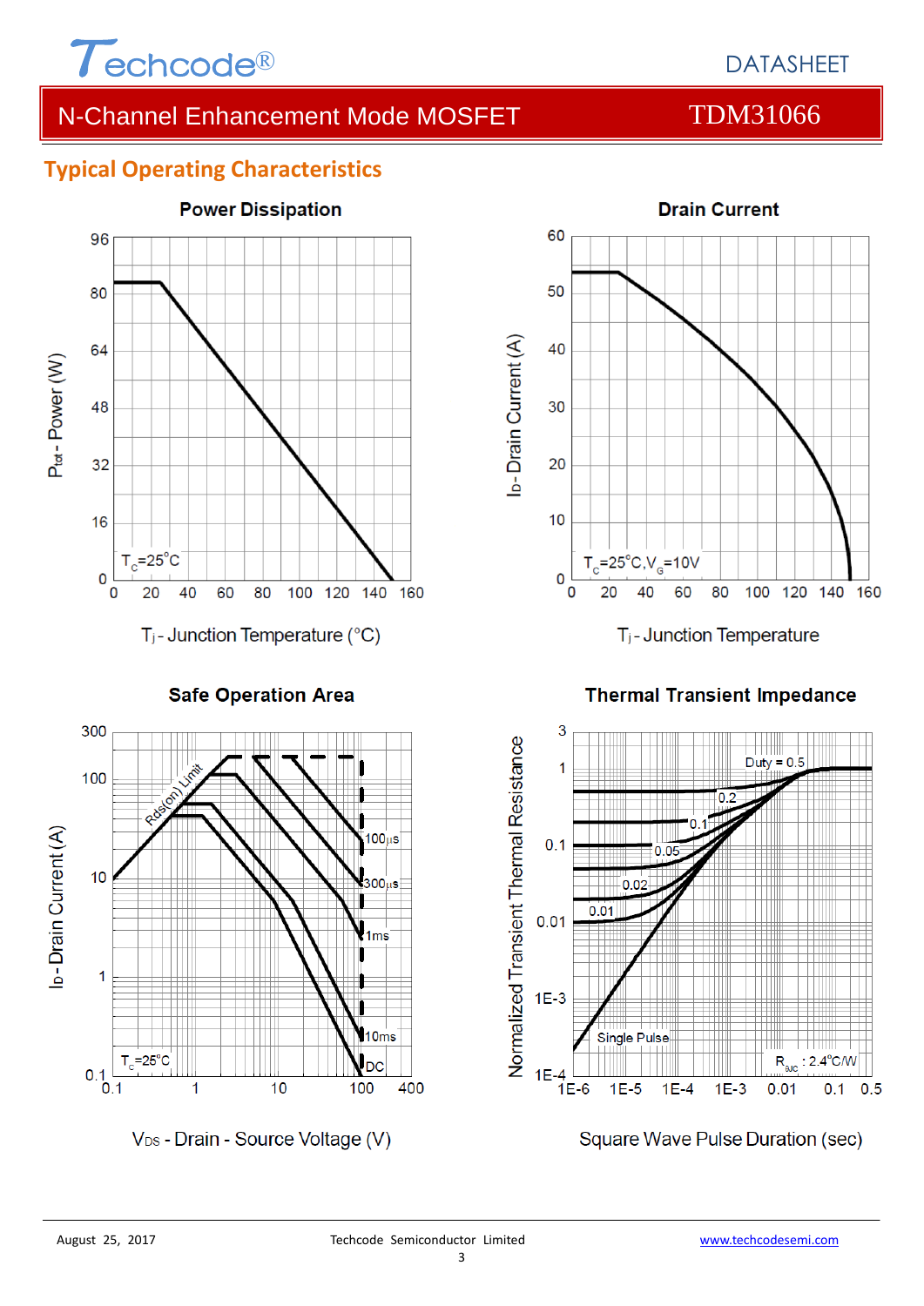## Typical Operating Characteristics

**Power Discipation**

$P_{tot}$ - Power (W)

$T_C$=25°C

$T_j$ - Junction Temperature (°C)

**Drain Current**

$I_D$ - Drain Current (A)

$T_C$=25°C, $V_G$=10V

$T_j$ - Junction Temperature

**Safe Operation Area**

$I_D$ - Drain Current (A)

Rds(on) Limit

100µs

300µs

1ms

10ms

DC

$T_C$=25°C

$V_{DS}$ - Drain - Source Voltage (V)

**Thermal Transient Impedance**

Normalized Transient Thermal Resistance

Duty = 0.5

0.2

0.1

0.05

0.02

0.01

Single Pulse

$R_{\theta JC}$ : 2.4°C/W

Square Wave Pulse Duration (sec)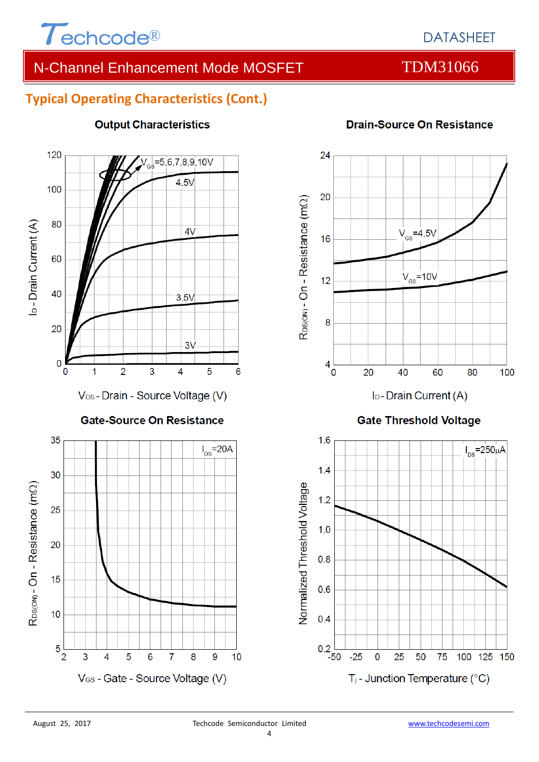## Typical Operating Characteristics (Cont.)

**Output Characteristics**

$V_{GS}$=5,6,7,8,9,10V

4.5V

4V

3.5V

3V

$I_D$ - Drain Current (A)

$V_{DS}$ - Drain - Source Voltage (V)

**Drain-Source On Resistance**

$V_{GS}$=4.5V

$V_{GS}$=10V

$R_{DS(ON)}$ - On - Resistance (mΩ)

$I_D$ - Drain Current (A)

**Gate-Source On Resistance**

$I_{DS}$=20A

$R_{DS(ON)}$ - On - Resistance (mΩ)

$V_{GS}$ - Gate - Source Voltage (V)

**Gate Threshold Voltage**

$I_{DS}$=250μA

Normalized Threshold Voltage

$T_j$ - Junction Temperature (°C)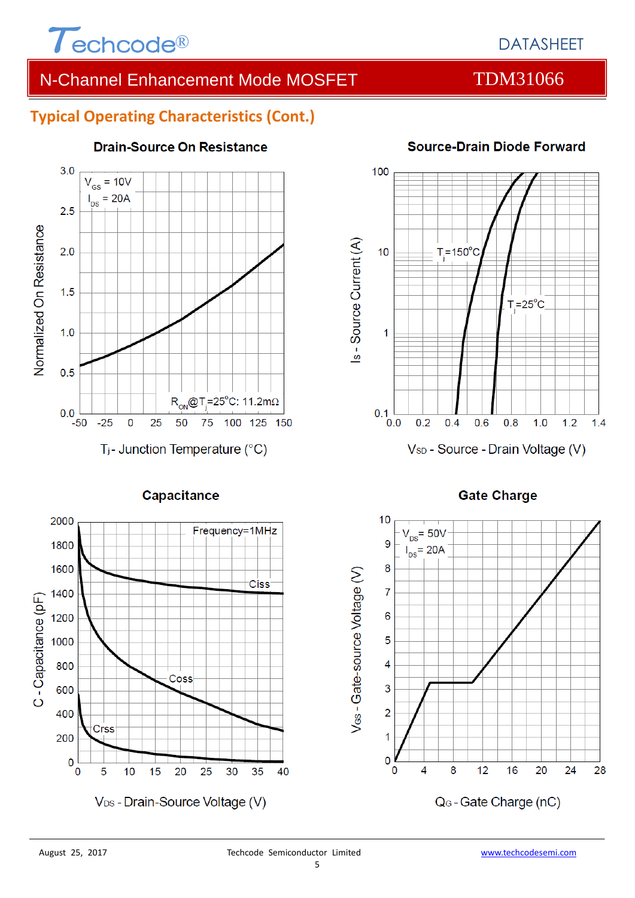## Typical Operating Characteristics (Cont.)

### Drain-Source On Resistance

$V_{GS}$ = 10V
$I_{DS}$ = 20A

$R_{ON}$@$T_j$=25°C: 11.2mΩ

Normalized On Resistance

$T_j$ - Junction Temperature (°C)

### Source-Drain Diode Forward

$T_j$=150°C

$T_j$=25°C

Is - Source Current (A)

$V_{SD}$ - Source - Drain Voltage (V)

### Capacitance

Frequency=1MHz

Ciss

Coss

Crss

C - Capacitance (pF)

$V_{DS}$ - Drain-Source Voltage (V)

### Gate Charge

$V_{DS}$= 50V
$I_{DS}$= 20A

$V_{GS}$ - Gate-source Voltage (V)

$Q_G$ - Gate Charge (nC)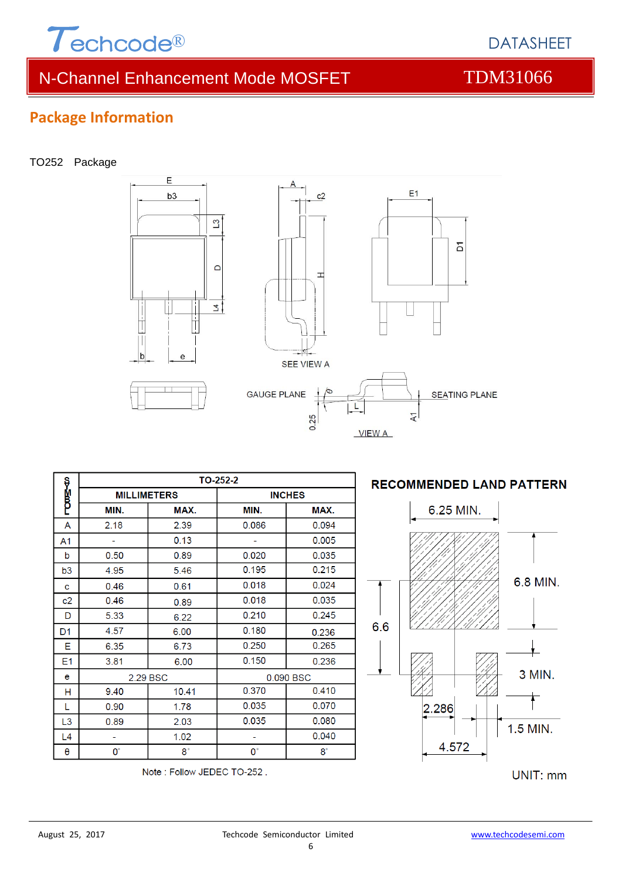# N-Channel Enhancement Mode MOSFET — TDM31066

## Package Information

TO252 Package

| SYMBOL | TO-252-2 | | | |
|---|---|---|---|---|
| | MILLIMETERS | | INCHES | |
| | MIN. | MAX. | MIN. | MAX. |
| A | 2.18 | 2.39 | 0.086 | 0.094 |
| A1 | - | 0.13 | - | 0.005 |
| b | 0.50 | 0.89 | 0.020 | 0.035 |
| b3 | 4.95 | 5.46 | 0.195 | 0.215 |
| c | 0.46 | 0.61 | 0.018 | 0.024 |
| c2 | 0.46 | 0.89 | 0.018 | 0.035 |
| D | 5.33 | 6.22 | 0.210 | 0.245 |
| D1 | 4.57 | 6.00 | 0.180 | 0.236 |
| E | 6.35 | 6.73 | 0.250 | 0.265 |
| E1 | 3.81 | 6.00 | 0.150 | 0.236 |
| e | 2.29 BSC | | 0.090 BSC | |
| H | 9.40 | 10.41 | 0.370 | 0.410 |
| L | 0.90 | 1.78 | 0.035 | 0.070 |
| L3 | 0.89 | 2.03 | 0.035 | 0.080 |
| L4 | - | 1.02 | - | 0.040 |
| θ | 0° | 8° | 0° | 8° |

Note : Follow JEDEC TO-252 .

**RECOMMENDED LAND PATTERN**

6.25 MIN., 6.8 MIN., 6.6, 3 MIN., 2.286, 1.5 MIN., 4.572

UNIT: mm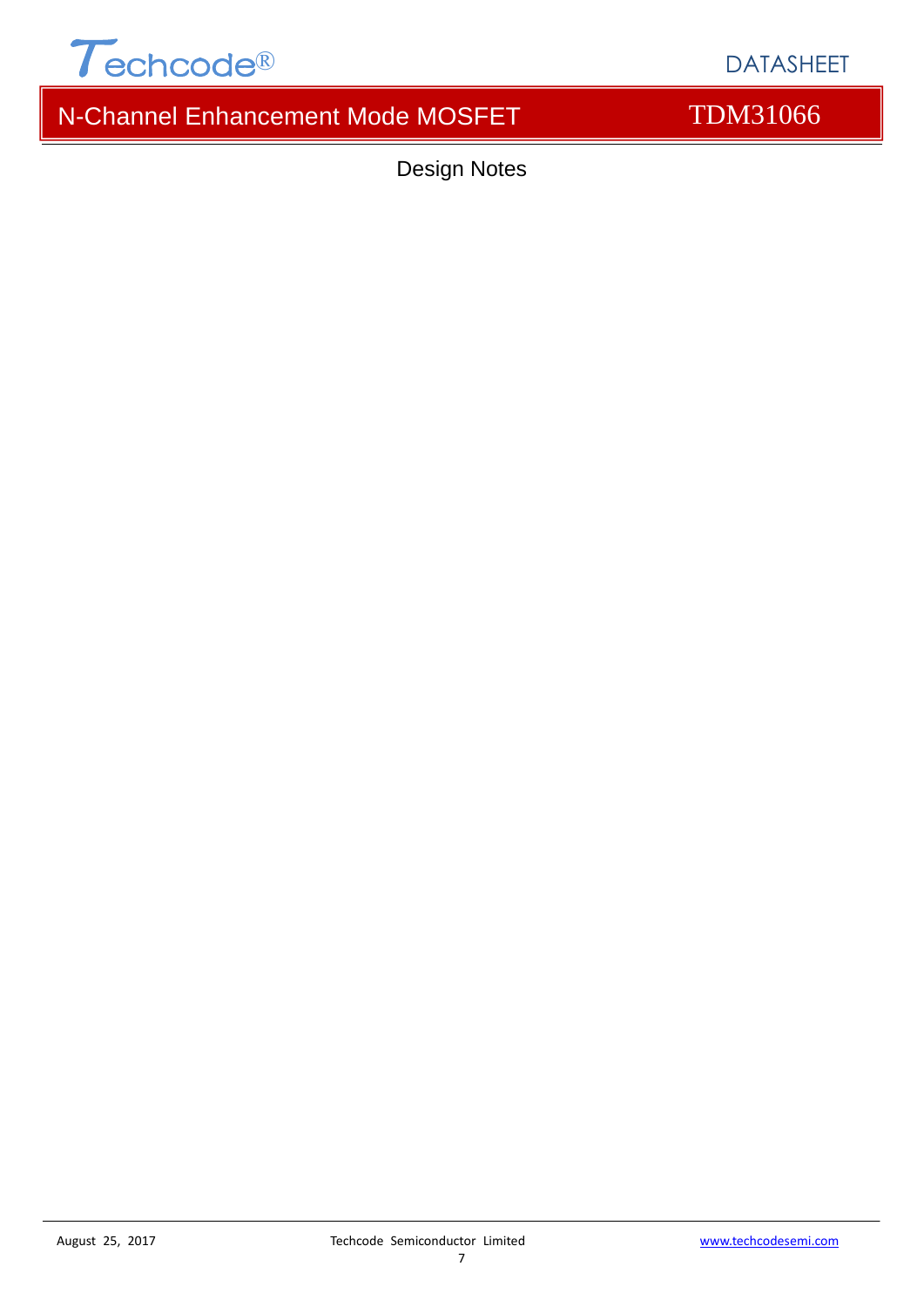Design Notes